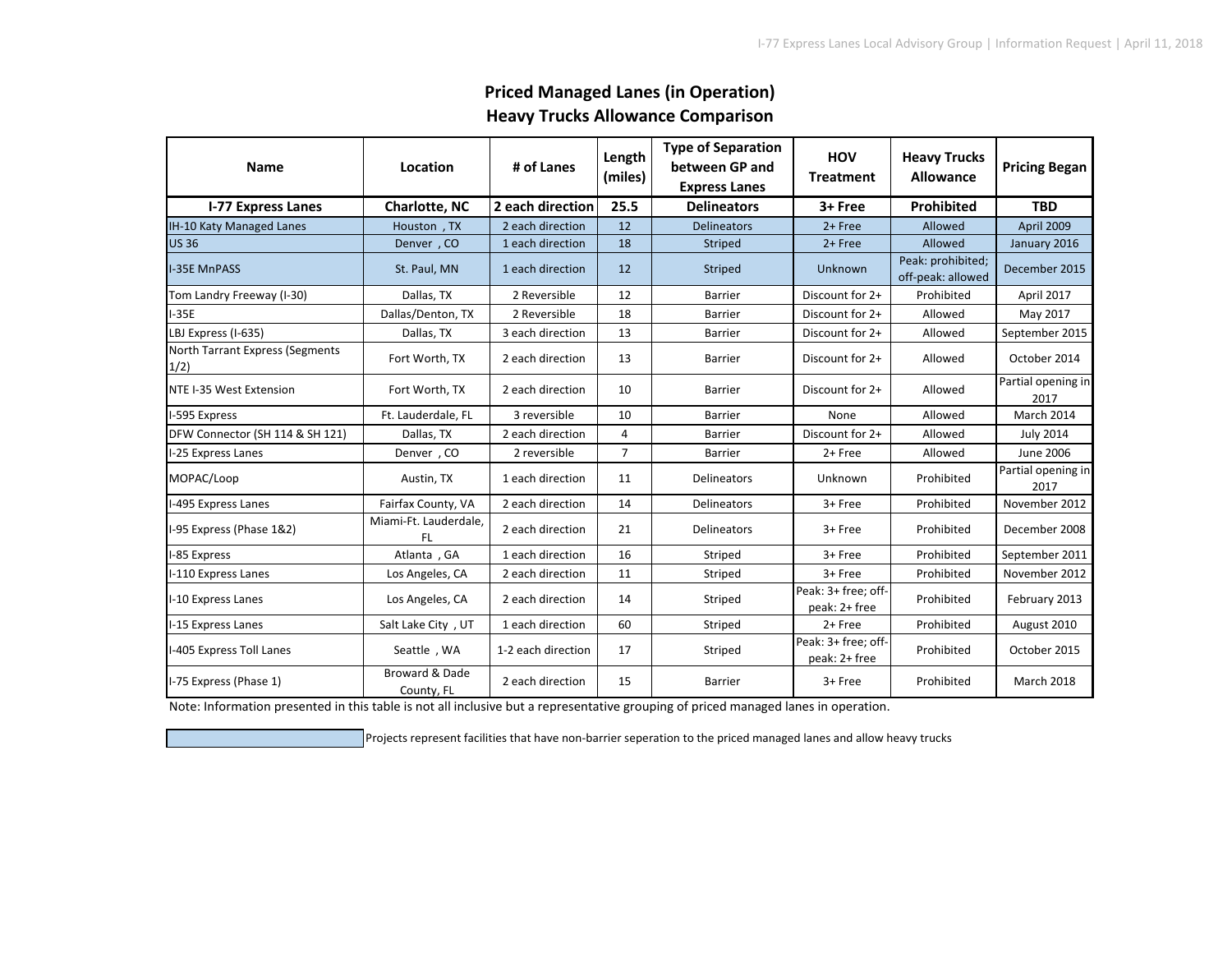## Priced Managed Lanes (in Operation)
## Heavy Trucks Allowance Comparison

| Name | Location | # of Lanes | Length (miles) | Type of Separation between GP and Express Lanes | HOV Treatment | Heavy Trucks Allowance | Pricing Began |
|---|---|---|---|---|---|---|---|
| **I-77 Express Lanes** | **Charlotte, NC** | **2 each direction** | **25.5** | **Delineators** | **3+ Free** | **Prohibited** | **TBD** |
| IH-10 Katy Managed Lanes | Houston , TX | 2 each direction | 12 | Delineators | 2+ Free | Allowed | April 2009 |
| US 36 | Denver , CO | 1 each direction | 18 | Striped | 2+ Free | Allowed | January 2016 |
| I-35E MnPASS | St. Paul, MN | 1 each direction | 12 | Striped | Unknown | Peak: prohibited; off-peak: allowed | December 2015 |
| Tom Landry Freeway (I-30) | Dallas, TX | 2 Reversible | 12 | Barrier | Discount for 2+ | Prohibited | April 2017 |
| I-35E | Dallas/Denton, TX | 2 Reversible | 18 | Barrier | Discount for 2+ | Allowed | May 2017 |
| LBJ Express (I-635) | Dallas, TX | 3 each direction | 13 | Barrier | Discount for 2+ | Allowed | September 2015 |
| North Tarrant Express (Segments 1/2) | Fort Worth, TX | 2 each direction | 13 | Barrier | Discount for 2+ | Allowed | October 2014 |
| NTE I-35 West Extension | Fort Worth, TX | 2 each direction | 10 | Barrier | Discount for 2+ | Allowed | Partial opening in 2017 |
| I-595 Express | Ft. Lauderdale, FL | 3 reversible | 10 | Barrier | None | Allowed | March 2014 |
| DFW Connector (SH 114 & SH 121) | Dallas, TX | 2 each direction | 4 | Barrier | Discount for 2+ | Allowed | July 2014 |
| I-25 Express Lanes | Denver , CO | 2 reversible | 7 | Barrier | 2+ Free | Allowed | June 2006 |
| MOPAC/Loop | Austin, TX | 1 each direction | 11 | Delineators | Unknown | Prohibited | Partial opening in 2017 |
| I-495 Express Lanes | Fairfax County, VA | 2 each direction | 14 | Delineators | 3+ Free | Prohibited | November 2012 |
| I-95 Express (Phase 1&2) | Miami-Ft. Lauderdale, FL | 2 each direction | 21 | Delineators | 3+ Free | Prohibited | December 2008 |
| I-85 Express | Atlanta , GA | 1 each direction | 16 | Striped | 3+ Free | Prohibited | September 2011 |
| I-110 Express Lanes | Los Angeles, CA | 2 each direction | 11 | Striped | 3+ Free | Prohibited | November 2012 |
| I-10 Express Lanes | Los Angeles, CA | 2 each direction | 14 | Striped | Peak: 3+ free; off-peak: 2+ free | Prohibited | February 2013 |
| I-15 Express Lanes | Salt Lake City , UT | 1 each direction | 60 | Striped | 2+ Free | Prohibited | August 2010 |
| I-405 Express Toll Lanes | Seattle , WA | 1-2 each direction | 17 | Striped | Peak: 3+ free; off-peak: 2+ free | Prohibited | October 2015 |
| I-75 Express (Phase 1) | Broward & Dade County, FL | 2 each direction | 15 | Barrier | 3+ Free | Prohibited | March 2018 |

Note: Information presented in this table is not all inclusive but a representative grouping of priced managed lanes in operation.

(Shaded) Projects represent facilities that have non-barrier seperation to the priced managed lanes and allow heavy trucks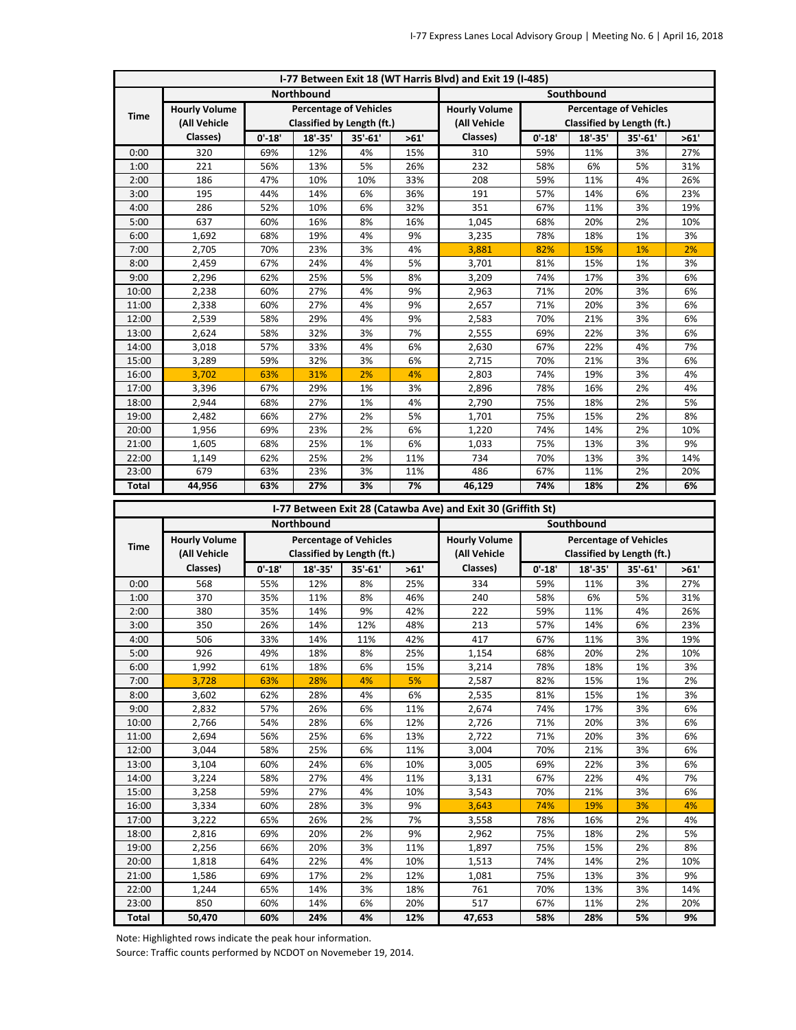| I-77 Between Exit 18 (WT Harris Blvd) and Exit 19 (I-485) | | | | | | | | | | |
|---|---|---|---|---|---|---|---|---|---|---|
| Time | Northbound | | | | | Southbound | | | | |
| | Hourly Volume (All Vehicle Classes) | Percentage of Vehicles Classified by Length (ft.) | | | | Hourly Volume (All Vehicle Classes) | Percentage of Vehicles Classified by Length (ft.) | | | |
| | | 0'-18' | 18'-35' | 35'-61' | >61' | | 0'-18' | 18'-35' | 35'-61' | >61' |
| 0:00 | 320 | 69% | 12% | 4% | 15% | 310 | 59% | 11% | 3% | 27% |
| 1:00 | 221 | 56% | 13% | 5% | 26% | 232 | 58% | 6% | 5% | 31% |
| 2:00 | 186 | 47% | 10% | 10% | 33% | 208 | 59% | 11% | 4% | 26% |
| 3:00 | 195 | 44% | 14% | 6% | 36% | 191 | 57% | 14% | 6% | 23% |
| 4:00 | 286 | 52% | 10% | 6% | 32% | 351 | 67% | 11% | 3% | 19% |
| 5:00 | 637 | 60% | 16% | 8% | 16% | 1,045 | 68% | 20% | 2% | 10% |
| 6:00 | 1,692 | 68% | 19% | 4% | 9% | 3,235 | 78% | 18% | 1% | 3% |
| 7:00 | 2,705 | 70% | 23% | 3% | 4% | 3,881 | 82% | 15% | 1% | 2% |
| 8:00 | 2,459 | 67% | 24% | 4% | 5% | 3,701 | 81% | 15% | 1% | 3% |
| 9:00 | 2,296 | 62% | 25% | 5% | 8% | 3,209 | 74% | 17% | 3% | 6% |
| 10:00 | 2,238 | 60% | 27% | 4% | 9% | 2,963 | 71% | 20% | 3% | 6% |
| 11:00 | 2,338 | 60% | 27% | 4% | 9% | 2,657 | 71% | 20% | 3% | 6% |
| 12:00 | 2,539 | 58% | 29% | 4% | 9% | 2,583 | 70% | 21% | 3% | 6% |
| 13:00 | 2,624 | 58% | 32% | 3% | 7% | 2,555 | 69% | 22% | 3% | 6% |
| 14:00 | 3,018 | 57% | 33% | 4% | 6% | 2,630 | 67% | 22% | 4% | 7% |
| 15:00 | 3,289 | 59% | 32% | 3% | 6% | 2,715 | 70% | 21% | 3% | 6% |
| 16:00 | 3,702 | 63% | 31% | 2% | 4% | 2,803 | 74% | 19% | 3% | 4% |
| 17:00 | 3,396 | 67% | 29% | 1% | 3% | 2,896 | 78% | 16% | 2% | 4% |
| 18:00 | 2,944 | 68% | 27% | 1% | 4% | 2,790 | 75% | 18% | 2% | 5% |
| 19:00 | 2,482 | 66% | 27% | 2% | 5% | 1,701 | 75% | 15% | 2% | 8% |
| 20:00 | 1,956 | 69% | 23% | 2% | 6% | 1,220 | 74% | 14% | 2% | 10% |
| 21:00 | 1,605 | 68% | 25% | 1% | 6% | 1,033 | 75% | 13% | 3% | 9% |
| 22:00 | 1,149 | 62% | 25% | 2% | 11% | 734 | 70% | 13% | 3% | 14% |
| 23:00 | 679 | 63% | 23% | 3% | 11% | 486 | 67% | 11% | 2% | 20% |
| **Total** | **44,956** | **63%** | **27%** | **3%** | **7%** | **46,129** | **74%** | **18%** | **2%** | **6%** |

| I-77 Between Exit 28 (Catawba Ave) and Exit 30 (Griffith St) | | | | | | | | | | |
|---|---|---|---|---|---|---|---|---|---|---|
| Time | Northbound | | | | | Southbound | | | | |
| | Hourly Volume (All Vehicle Classes) | Percentage of Vehicles Classified by Length (ft.) | | | | Hourly Volume (All Vehicle Classes) | Percentage of Vehicles Classified by Length (ft.) | | | |
| | | 0'-18' | 18'-35' | 35'-61' | >61' | | 0'-18' | 18'-35' | 35'-61' | >61' |
| 0:00 | 568 | 55% | 12% | 8% | 25% | 334 | 59% | 11% | 3% | 27% |
| 1:00 | 370 | 35% | 11% | 8% | 46% | 240 | 58% | 6% | 5% | 31% |
| 2:00 | 380 | 35% | 14% | 9% | 42% | 222 | 59% | 11% | 4% | 26% |
| 3:00 | 350 | 26% | 14% | 12% | 48% | 213 | 57% | 14% | 6% | 23% |
| 4:00 | 506 | 33% | 14% | 11% | 42% | 417 | 67% | 11% | 3% | 19% |
| 5:00 | 926 | 49% | 18% | 8% | 25% | 1,154 | 68% | 20% | 2% | 10% |
| 6:00 | 1,992 | 61% | 18% | 6% | 15% | 3,214 | 78% | 18% | 1% | 3% |
| 7:00 | 3,728 | 63% | 28% | 4% | 5% | 2,587 | 82% | 15% | 1% | 2% |
| 8:00 | 3,602 | 62% | 28% | 4% | 6% | 2,535 | 81% | 15% | 1% | 3% |
| 9:00 | 2,832 | 57% | 26% | 6% | 11% | 2,674 | 74% | 17% | 3% | 6% |
| 10:00 | 2,766 | 54% | 28% | 6% | 12% | 2,726 | 71% | 20% | 3% | 6% |
| 11:00 | 2,694 | 56% | 25% | 6% | 13% | 2,722 | 71% | 20% | 3% | 6% |
| 12:00 | 3,044 | 58% | 25% | 6% | 11% | 3,004 | 70% | 21% | 3% | 6% |
| 13:00 | 3,104 | 60% | 24% | 6% | 10% | 3,005 | 69% | 22% | 3% | 6% |
| 14:00 | 3,224 | 58% | 27% | 4% | 11% | 3,131 | 67% | 22% | 4% | 7% |
| 15:00 | 3,258 | 59% | 27% | 4% | 10% | 3,543 | 70% | 21% | 3% | 6% |
| 16:00 | 3,334 | 60% | 28% | 3% | 9% | 3,643 | 74% | 19% | 3% | 4% |
| 17:00 | 3,222 | 65% | 26% | 2% | 7% | 3,558 | 78% | 16% | 2% | 4% |
| 18:00 | 2,816 | 69% | 20% | 2% | 9% | 2,962 | 75% | 18% | 2% | 5% |
| 19:00 | 2,256 | 66% | 20% | 3% | 11% | 1,897 | 75% | 15% | 2% | 8% |
| 20:00 | 1,818 | 64% | 22% | 4% | 10% | 1,513 | 74% | 14% | 2% | 10% |
| 21:00 | 1,586 | 69% | 17% | 2% | 12% | 1,081 | 75% | 13% | 3% | 9% |
| 22:00 | 1,244 | 65% | 14% | 3% | 18% | 761 | 70% | 13% | 3% | 14% |
| 23:00 | 850 | 60% | 14% | 6% | 20% | 517 | 67% | 11% | 2% | 20% |
| **Total** | **50,470** | **60%** | **24%** | **4%** | **12%** | **47,653** | **58%** | **28%** | **5%** | **9%** |

Note: Highlighted rows indicate the peak hour information.

Source: Traffic counts performed by NCDOT on Novemeber 19, 2014.